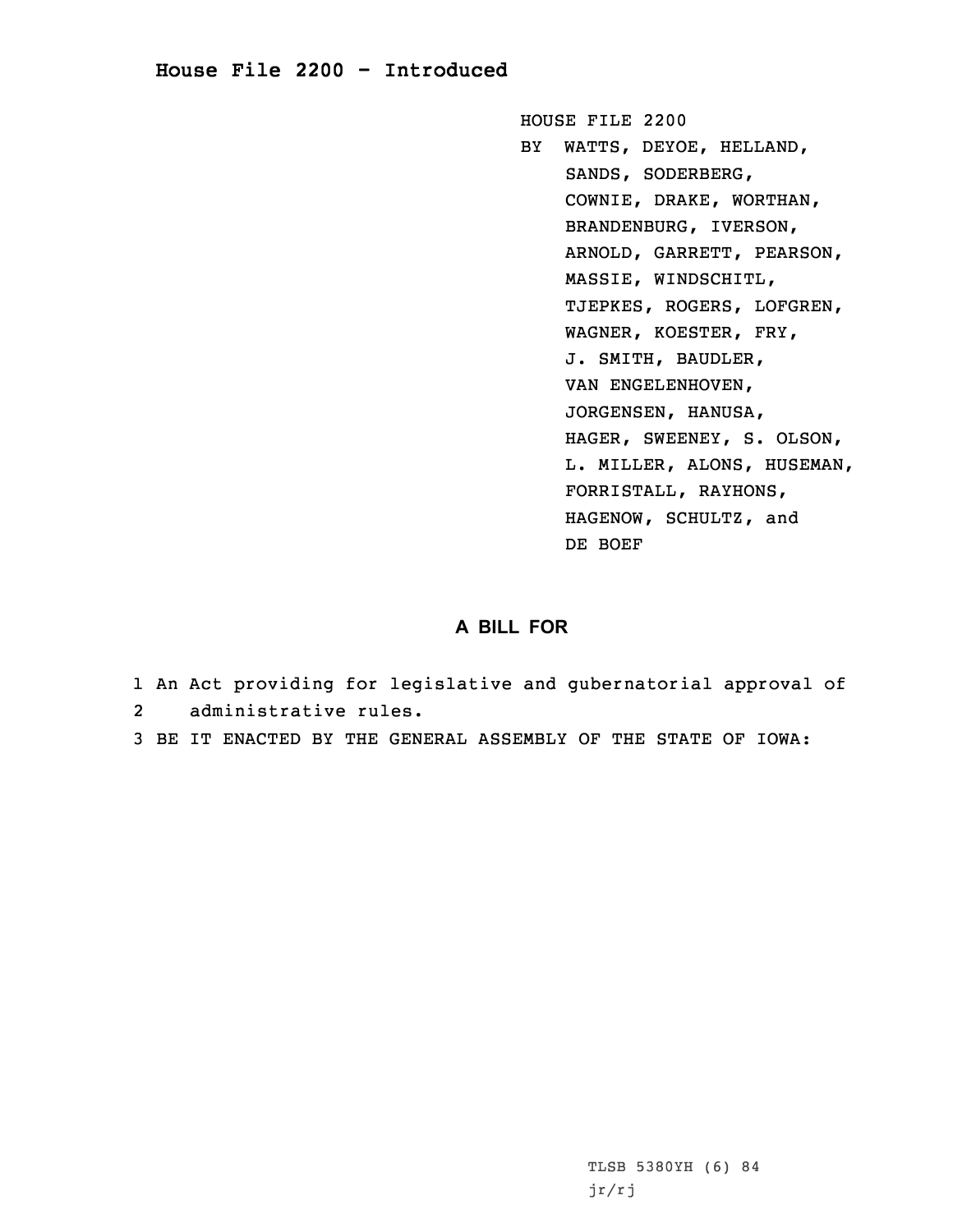# House File 2200 - Introduced

HOUSE FILE 2200
BY WATTS, DEYOE, HELLAND, SANDS, SODERBERG, COWNIE, DRAKE, WORTHAN, BRANDENBURG, IVERSON, ARNOLD, GARRETT, PEARSON, MASSIE, WINDSCHITL, TJEPKES, ROGERS, LOFGREN, WAGNER, KOESTER, FRY, J. SMITH, BAUDLER, VAN ENGELENHOVEN, JORGENSEN, HANUSA, HAGER, SWEENEY, S. OLSON, L. MILLER, ALONS, HUSEMAN, FORRISTALL, RAYHONS, HAGENOW, SCHULTZ, and DE BOEF

## A BILL FOR

1 An Act providing for legislative and gubernatorial approval of
2 administrative rules.
3 BE IT ENACTED BY THE GENERAL ASSEMBLY OF THE STATE OF IOWA:

TLSB 5380YH (6) 84
jr/rj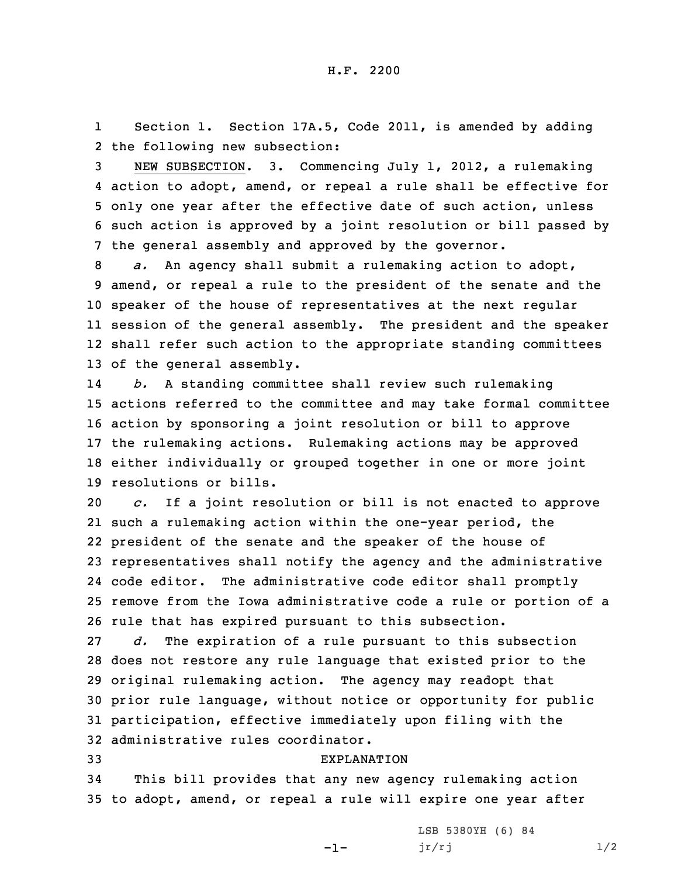H.F. 2200

Section 1. Section 17A.5, Code 2011, is amended by adding the following new subsection:

NEW SUBSECTION. 3. Commencing July 1, 2012, a rulemaking action to adopt, amend, or repeal a rule shall be effective for only one year after the effective date of such action, unless such action is approved by a joint resolution or bill passed by the general assembly and approved by the governor.

*a.* An agency shall submit a rulemaking action to adopt, amend, or repeal a rule to the president of the senate and the speaker of the house of representatives at the next regular session of the general assembly. The president and the speaker shall refer such action to the appropriate standing committees of the general assembly.

*b.* A standing committee shall review such rulemaking actions referred to the committee and may take formal committee action by sponsoring a joint resolution or bill to approve the rulemaking actions. Rulemaking actions may be approved either individually or grouped together in one or more joint resolutions or bills.

*c.* If a joint resolution or bill is not enacted to approve such a rulemaking action within the one-year period, the president of the senate and the speaker of the house of representatives shall notify the agency and the administrative code editor. The administrative code editor shall promptly remove from the Iowa administrative code a rule or portion of a rule that has expired pursuant to this subsection.

*d.* The expiration of a rule pursuant to this subsection does not restore any rule language that existed prior to the original rulemaking action. The agency may readopt that prior rule language, without notice or opportunity for public participation, effective immediately upon filing with the administrative rules coordinator.

EXPLANATION

This bill provides that any new agency rulemaking action to adopt, amend, or repeal a rule will expire one year after

LSB 5380YH (6) 84
jr/rj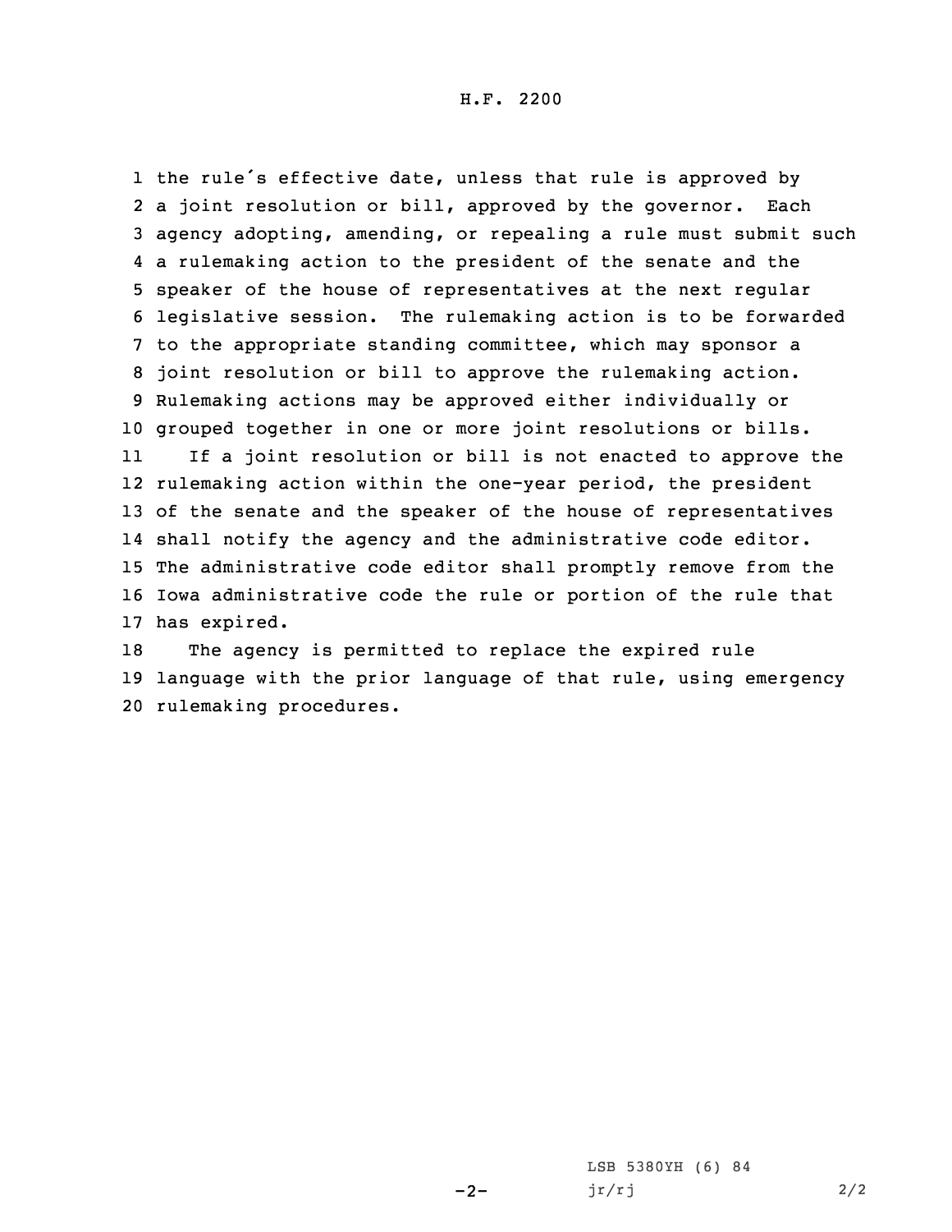the rule's effective date, unless that rule is approved by a joint resolution or bill, approved by the governor. Each agency adopting, amending, or repealing a rule must submit such a rulemaking action to the president of the senate and the speaker of the house of representatives at the next regular legislative session. The rulemaking action is to be forwarded to the appropriate standing committee, which may sponsor a joint resolution or bill to approve the rulemaking action. Rulemaking actions may be approved either individually or grouped together in one or more joint resolutions or bills.

If a joint resolution or bill is not enacted to approve the rulemaking action within the one-year period, the president of the senate and the speaker of the house of representatives shall notify the agency and the administrative code editor. The administrative code editor shall promptly remove from the Iowa administrative code the rule or portion of the rule that has expired.

The agency is permitted to replace the expired rule language with the prior language of that rule, using emergency rulemaking procedures.

LSB 5380YH (6) 84
jr/rj